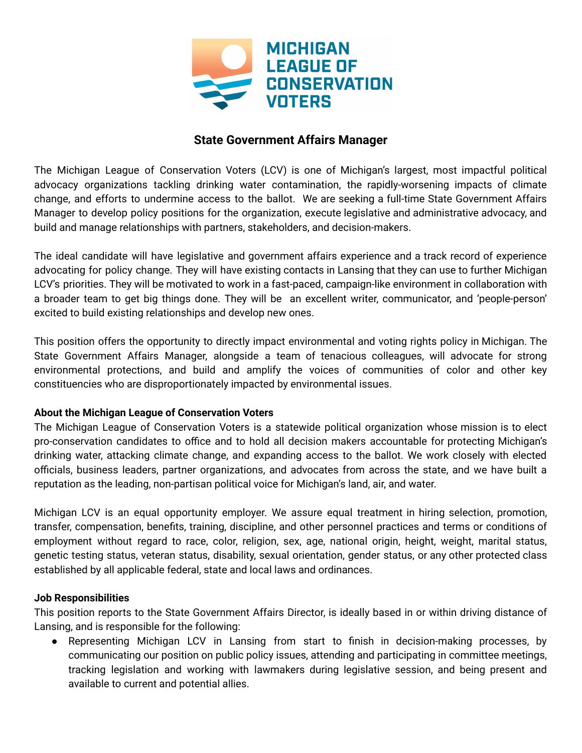MICHIGAN LEAGUE OF CONSERVATION VOTERS

## State Government Affairs Manager

The Michigan League of Conservation Voters (LCV) is one of Michigan's largest, most impactful political advocacy organizations tackling drinking water contamination, the rapidly-worsening impacts of climate change, and efforts to undermine access to the ballot. We are seeking a full-time State Government Affairs Manager to develop policy positions for the organization, execute legislative and administrative advocacy, and build and manage relationships with partners, stakeholders, and decision-makers.

The ideal candidate will have legislative and government affairs experience and a track record of experience advocating for policy change. They will have existing contacts in Lansing that they can use to further Michigan LCV's priorities. They will be motivated to work in a fast-paced, campaign-like environment in collaboration with a broader team to get big things done. They will be an excellent writer, communicator, and 'people-person' excited to build existing relationships and develop new ones.

This position offers the opportunity to directly impact environmental and voting rights policy in Michigan. The State Government Affairs Manager, alongside a team of tenacious colleagues, will advocate for strong environmental protections, and build and amplify the voices of communities of color and other key constituencies who are disproportionately impacted by environmental issues.

**About the Michigan League of Conservation Voters**

The Michigan League of Conservation Voters is a statewide political organization whose mission is to elect pro-conservation candidates to office and to hold all decision makers accountable for protecting Michigan's drinking water, attacking climate change, and expanding access to the ballot. We work closely with elected officials, business leaders, partner organizations, and advocates from across the state, and we have built a reputation as the leading, non-partisan political voice for Michigan's land, air, and water.

Michigan LCV is an equal opportunity employer. We assure equal treatment in hiring selection, promotion, transfer, compensation, benefits, training, discipline, and other personnel practices and terms or conditions of employment without regard to race, color, religion, sex, age, national origin, height, weight, marital status, genetic testing status, veteran status, disability, sexual orientation, gender status, or any other protected class established by all applicable federal, state and local laws and ordinances.

**Job Responsibilities**

This position reports to the State Government Affairs Director, is ideally based in or within driving distance of Lansing, and is responsible for the following:

- Representing Michigan LCV in Lansing from start to finish in decision-making processes, by communicating our position on public policy issues, attending and participating in committee meetings, tracking legislation and working with lawmakers during legislative session, and being present and available to current and potential allies.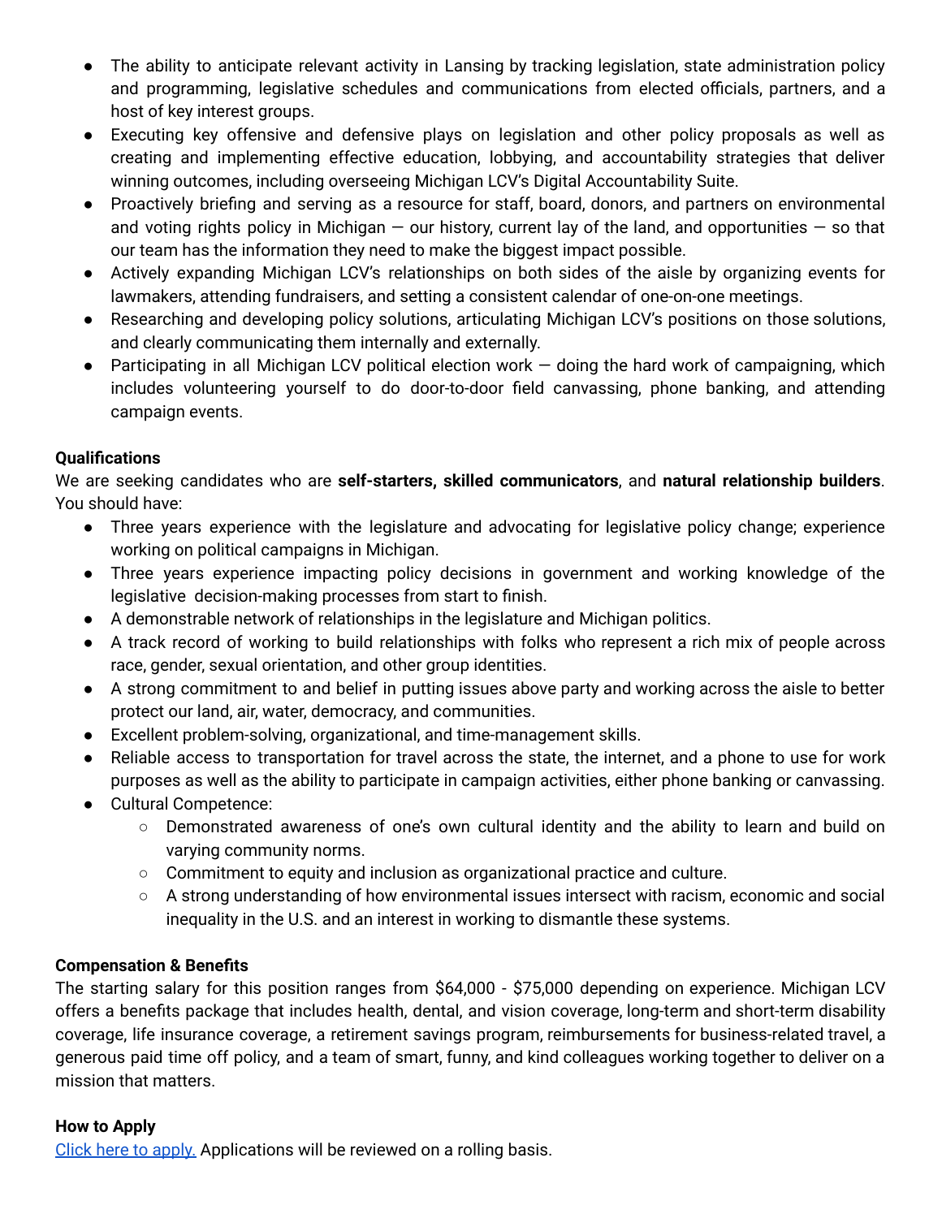- The ability to anticipate relevant activity in Lansing by tracking legislation, state administration policy and programming, legislative schedules and communications from elected officials, partners, and a host of key interest groups.
- Executing key offensive and defensive plays on legislation and other policy proposals as well as creating and implementing effective education, lobbying, and accountability strategies that deliver winning outcomes, including overseeing Michigan LCV's Digital Accountability Suite.
- Proactively briefing and serving as a resource for staff, board, donors, and partners on environmental and voting rights policy in Michigan — our history, current lay of the land, and opportunities — so that our team has the information they need to make the biggest impact possible.
- Actively expanding Michigan LCV's relationships on both sides of the aisle by organizing events for lawmakers, attending fundraisers, and setting a consistent calendar of one-on-one meetings.
- Researching and developing policy solutions, articulating Michigan LCV's positions on those solutions, and clearly communicating them internally and externally.
- Participating in all Michigan LCV political election work — doing the hard work of campaigning, which includes volunteering yourself to do door-to-door field canvassing, phone banking, and attending campaign events.

**Qualifications**

We are seeking candidates who are **self-starters, skilled communicators**, and **natural relationship builders**. You should have:

- Three years experience with the legislature and advocating for legislative policy change; experience working on political campaigns in Michigan.
- Three years experience impacting policy decisions in government and working knowledge of the legislative decision-making processes from start to finish.
- A demonstrable network of relationships in the legislature and Michigan politics.
- A track record of working to build relationships with folks who represent a rich mix of people across race, gender, sexual orientation, and other group identities.
- A strong commitment to and belief in putting issues above party and working across the aisle to better protect our land, air, water, democracy, and communities.
- Excellent problem-solving, organizational, and time-management skills.
- Reliable access to transportation for travel across the state, the internet, and a phone to use for work purposes as well as the ability to participate in campaign activities, either phone banking or canvassing.
- Cultural Competence:
  - Demonstrated awareness of one's own cultural identity and the ability to learn and build on varying community norms.
  - Commitment to equity and inclusion as organizational practice and culture.
  - A strong understanding of how environmental issues intersect with racism, economic and social inequality in the U.S. and an interest in working to dismantle these systems.

**Compensation & Benefits**

The starting salary for this position ranges from $64,000 - $75,000 depending on experience. Michigan LCV offers a benefits package that includes health, dental, and vision coverage, long-term and short-term disability coverage, life insurance coverage, a retirement savings program, reimbursements for business-related travel, a generous paid time off policy, and a team of smart, funny, and kind colleagues working together to deliver on a mission that matters.

**How to Apply**

Click here to apply. Applications will be reviewed on a rolling basis.